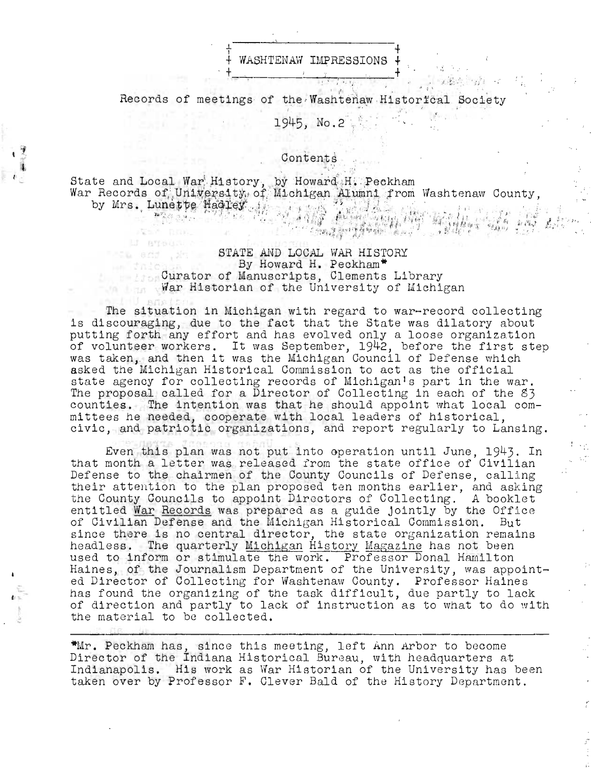# WASHTENAW IMPRESSIONS

Records of meetings of the Washtenaw Historical Society

1945, No.2

Contents

State and Local War History, by Howard H. Peckham
War Records of University of Michigan Alumni from Washtenaw County, by Mrs. Lunette Hadley

## STATE AND LOCAL WAR HISTORY

By Howard H. Peckham*
Curator of Manuscripts, Clements Library
War Historian of the University of Michigan

The situation in Michigan with regard to war-record collecting is discouraging, due to the fact that the State was dilatory about putting forth any effort and has evolved only a loose organization of volunteer workers. It was September, 1942, before the first step was taken, and then it was the Michigan Council of Defense which asked the Michigan Historical Commission to act as the official state agency for collecting records of Michigan's part in the war. The proposal called for a Director of Collecting in each of the 83 counties. The intention was that he should appoint what local committees he needed, cooperate with local leaders of historical, civic, and patriotic organizations, and report regularly to Lansing.

Even this plan was not put into operation until June, 1943. In that month a letter was released from the state office of Civilian Defense to the chairmen of the County Councils of Defense, calling their attention to the plan proposed ten months earlier, and asking the County Councils to appoint Directors of Collecting. A booklet entitled War Records was prepared as a guide jointly by the Office of Civilian Defense and the Michigan Historical Commission. But since there is no central director, the state organization remains headless. The quarterly Michigan History Magazine has not been used to inform or stimulate the work. Professor Donal Hamilton Haines, of the Journalism Department of the University, was appointed Director of Collecting for Washtenaw County. Professor Haines has found the organizing of the task difficult, due partly to lack of direction and partly to lack of instruction as to what to do with the material to be collected.

---

*Mr. Peckham has, since this meeting, left Ann Arbor to become Director of the Indiana Historical Bureau, with headquarters at Indianapolis. His work as War Historian of the University has been taken over by Professor F. Clever Bald of the History Department.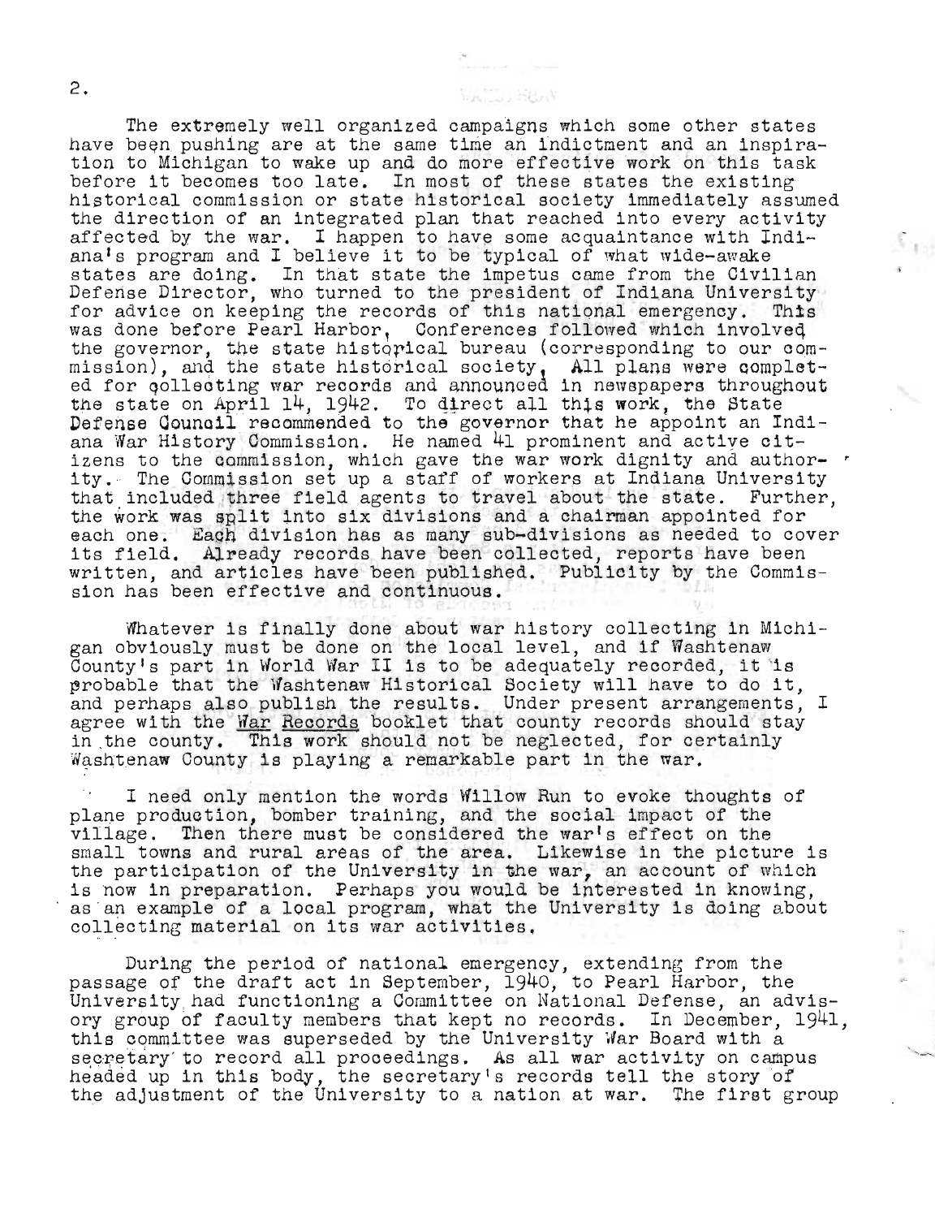The extremely well organized campaigns which some other states have been pushing are at the same time an indictment and an inspiration to Michigan to wake up and do more effective work on this task before it becomes too late. In most of these states the existing historical commission or state historical society immediately assumed the direction of an integrated plan that reached into every activity affected by the war. I happen to have some acquaintance with Indiana's program and I believe it to be typical of what wide-awake states are doing. In that state the impetus came from the Civilian Defense Director, who turned to the president of Indiana University for advice on keeping the records of this national emergency. This was done before Pearl Harbor. Conferences followed which involved the governor, the state historical bureau (corresponding to our commission), and the state historical society. All plans were completed for collecting war records and announced in newspapers throughout the state on April 14, 1942. To direct all this work, the State Defense Council recommended to the governor that he appoint an Indiana War History Commission. He named 41 prominent and active citizens to the commission, which gave the war work dignity and authority. The Commission set up a staff of workers at Indiana University that included three field agents to travel about the state. Further, the work was split into six divisions and a chairman appointed for each one. Each division has as many sub-divisions as needed to cover its field. Already records have been collected, reports have been written, and articles have been published. Publicity by the Commission has been effective and continuous.

Whatever is finally done about war history collecting in Michigan obviously must be done on the local level, and if Washtenaw County's part in World War II is to be adequately recorded, it is probable that the Washtenaw Historical Society will have to do it, and perhaps also publish the results. Under present arrangements, I agree with the War Records booklet that county records should stay in the county. This work should not be neglected, for certainly Washtenaw County is playing a remarkable part in the war.

I need only mention the words Willow Run to evoke thoughts of plane production, bomber training, and the social impact of the village. Then there must be considered the war's effect on the small towns and rural areas of the area. Likewise in the picture is the participation of the University in the war, an account of which is now in preparation. Perhaps you would be interested in knowing, as an example of a local program, what the University is doing about collecting material on its war activities.

During the period of national emergency, extending from the passage of the draft act in September, 1940, to Pearl Harbor, the University had functioning a Committee on National Defense, an advisory group of faculty members that kept no records. In December, 1941, this committee was superseded by the University War Board with a secretary to record all proceedings. As all war activity on campus headed up in this body, the secretary's records tell the story of the adjustment of the University to a nation at war. The first group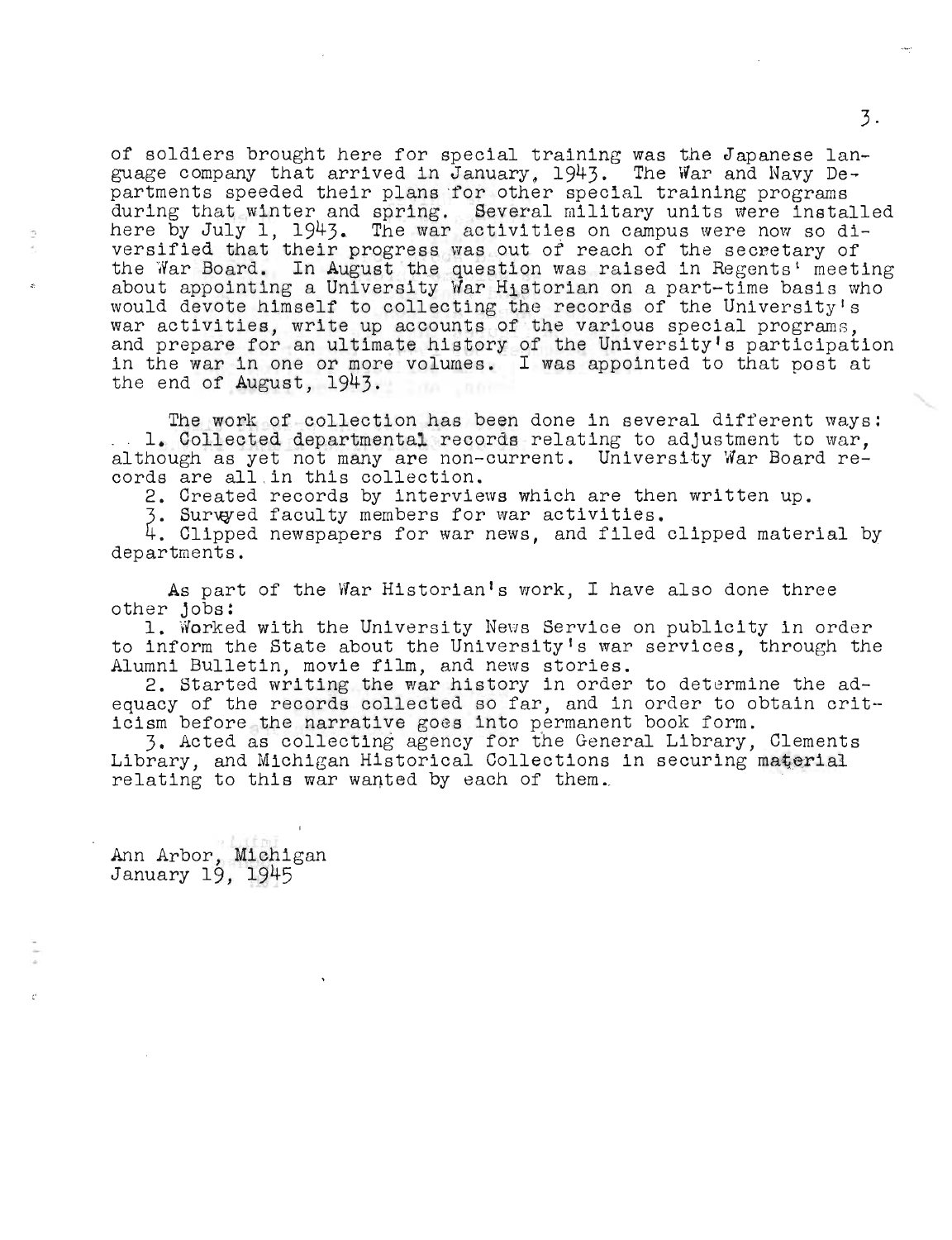of soldiers brought here for special training was the Japanese language company that arrived in January, 1943. The War and Navy Departments speeded their plans for other special training programs during that winter and spring. Several military units were installed here by July 1, 1943. The war activities on campus were now so diversified that their progress was out of reach of the secretary of the War Board. In August the question was raised in Regents' meeting about appointing a University War Historian on a part-time basis who would devote himself to collecting the records of the University's war activities, write up accounts of the various special programs, and prepare for an ultimate history of the University's participation in the war in one or more volumes. I was appointed to that post at the end of August, 1943.

The work of collection has been done in several different ways:

1. Collected departmental records relating to adjustment to war, although as yet not many are non-current. University War Board records are all in this collection.
2. Created records by interviews which are then written up.
3. Surveyed faculty members for war activities.
4. Clipped newspapers for war news, and filed clipped material by departments.

As part of the War Historian's work, I have also done three other jobs:

1. Worked with the University News Service on publicity in order to inform the State about the University's war services, through the Alumni Bulletin, movie film, and news stories.
2. Started writing the war history in order to determine the adequacy of the records collected so far, and in order to obtain criticism before the narrative goes into permanent book form.
3. Acted as collecting agency for the General Library, Clements Library, and Michigan Historical Collections in securing material relating to this war wanted by each of them.

Ann Arbor, Michigan
January 19, 1945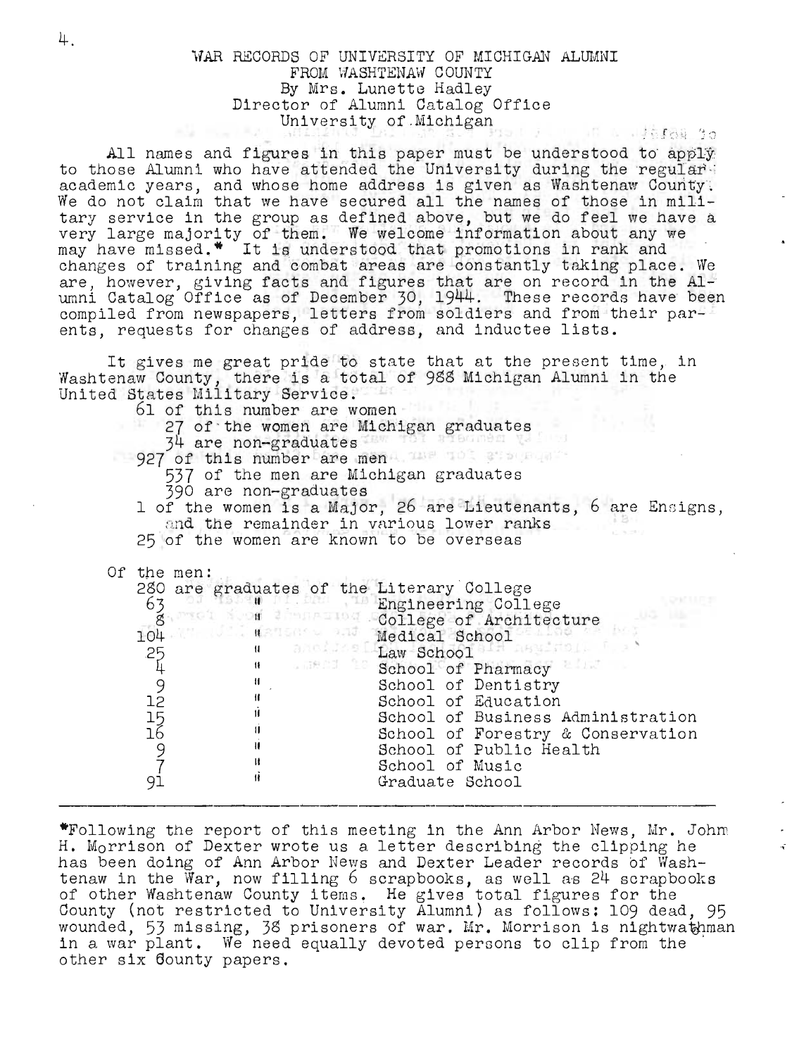# WAR RECORDS OF UNIVERSITY OF MICHIGAN ALUMNI FROM WASHTENAW COUNTY

By Mrs. Lunette Hadley
Director of Alumni Catalog Office
University of Michigan

All names and figures in this paper must be understood to apply to those Alumni who have attended the University during the regular academic years, and whose home address is given as Washtenaw County. We do not claim that we have secured all the names of those in military service in the group as defined above, but we do feel we have a very large majority of them. We welcome information about any we may have missed.* It is understood that promotions in rank and changes of training and combat areas are constantly taking place. We are, however, giving facts and figures that are on record in the Alumni Catalog Office as of December 30, 1944. These records have been compiled from newspapers, letters from soldiers and from their parents, requests for changes of address, and inductee lists.

It gives me great pride to state that at the present time, in Washtenaw County, there is a total of 988 Michigan Alumni in the United States Military Service.

- 61 of this number are women
  - 27 of the women are Michigan graduates
  - 34 are non-graduates
- 927 of this number are men
  - 537 of the men are Michigan graduates
  - 390 are non-graduates
- 1 of the women is a Major, 26 are Lieutenants, 6 are Ensigns, and the remainder in various lower ranks
- 25 of the women are known to be overseas

Of the men:

| | |
|---|---|
| 280 are graduates of the | Literary College |
| 63 " | Engineering College |
| 8 " | College of Architecture |
| 104 " | Medical School |
| 25 " | Law School |
| 4 " | School of Pharmacy |
| 9 " | School of Dentistry |
| 12 " | School of Education |
| 15 " | School of Business Administration |
| 16 " | School of Forestry & Conservation |
| 9 " | School of Public Health |
| 7 " | School of Music |
| 91 " | Graduate School |

---

*Following the report of this meeting in the Ann Arbor News, Mr. John H. Morrison of Dexter wrote us a letter describing the clipping he has been doing of Ann Arbor News and Dexter Leader records of Washtenaw in the War, now filling 6 scrapbooks, as well as 24 scrapbooks of other Washtenaw County items. He gives total figures for the County (not restricted to University Alumni) as follows: 109 dead, 95 wounded, 53 missing, 38 prisoners of war. Mr. Morrison is nightwatchman in a war plant. We need equally devoted persons to clip from the other six County papers.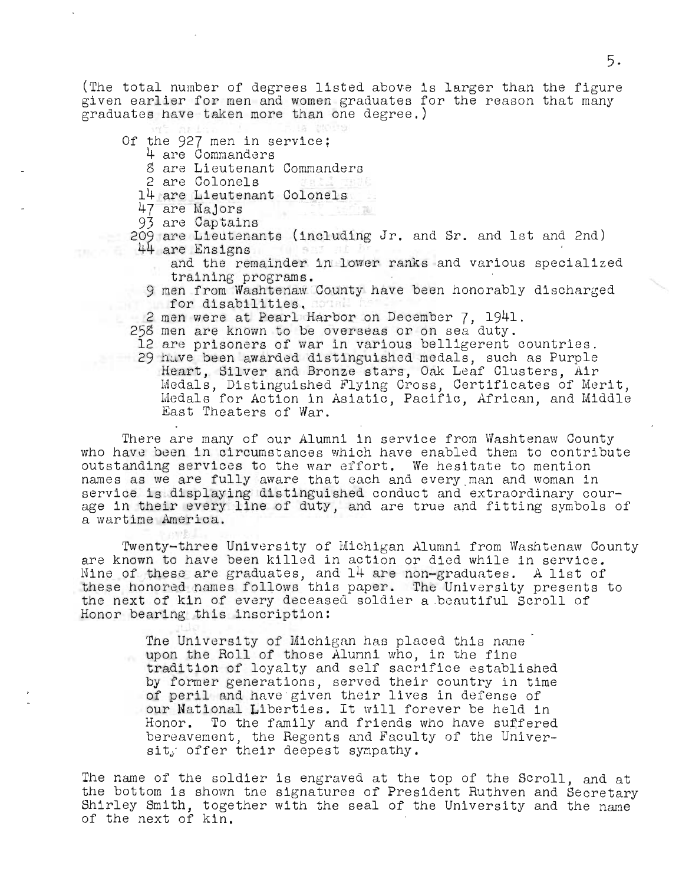(The total number of degrees listed above is larger than the figure given earlier for men and women graduates for the reason that many graduates have taken more than one degree.)

Of the 927 men in service:

- 4 are Commanders
- 8 are Lieutenant Commanders
- 2 are Colonels
- 14 are Lieutenant Colonels
- 47 are Majors
- 93 are Captains
- 209 are Lieutenants (including Jr. and Sr. and 1st and 2nd)
- 44 are Ensigns

and the remainder in lower ranks and various specialized training programs.

- 9 men from Washtenaw County have been honorably discharged for disabilities.
- 2 men were at Pearl Harbor on December 7, 1941.
- 258 men are known to be overseas or on sea duty.
- 12 are prisoners of war in various belligerent countries.
- 29 have been awarded distinguished medals, such as Purple Heart, Silver and Bronze stars, Oak Leaf Clusters, Air Medals, Distinguished Flying Cross, Certificates of Merit, Medals for Action in Asiatic, Pacific, African, and Middle East Theaters of War.

There are many of our Alumni in service from Washtenaw County who have been in circumstances which have enabled them to contribute outstanding services to the war effort. We hesitate to mention names as we are fully aware that each and every man and woman in service is displaying distinguished conduct and extraordinary courage in their every line of duty, and are true and fitting symbols of a wartime America.

Twenty-three University of Michigan Alumni from Washtenaw County are known to have been killed in action or died while in service. Nine of these are graduates, and 14 are non-graduates. A list of these honored names follows this paper. The University presents to the next of kin of every deceased soldier a beautiful Scroll of Honor bearing this inscription:

> The University of Michigan has placed this name upon the Roll of those Alumni who, in the fine tradition of loyalty and self sacrifice established by former generations, served their country in time of peril and have given their lives in defense of our National Liberties. It will forever be held in Honor. To the family and friends who have suffered bereavement, the Regents and Faculty of the University offer their deepest sympathy.

The name of the soldier is engraved at the top of the Scroll, and at the bottom is shown the signatures of President Ruthven and Secretary Shirley Smith, together with the seal of the University and the name of the next of kin.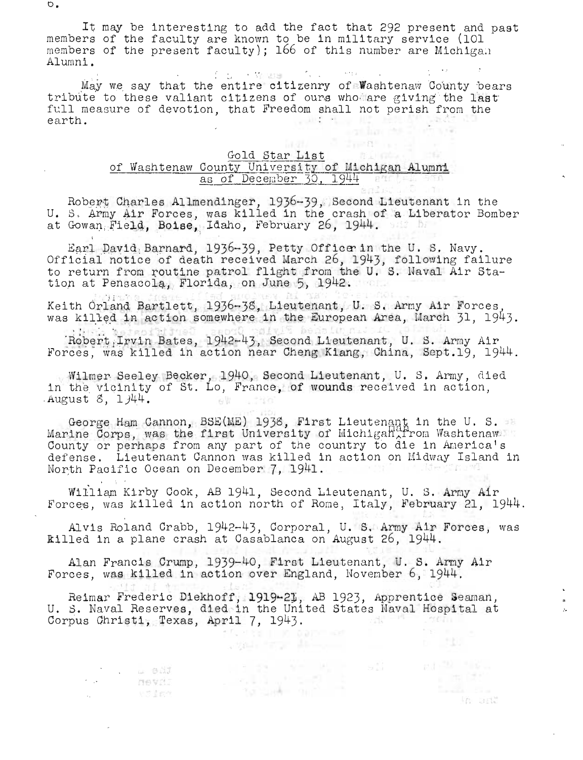It may be interesting to add the fact that 292 present and past members of the faculty are known to be in military service (101 members of the present faculty); 166 of this number are Michigan Alumni.

May we say that the entire citizenry of Washtenaw County bears tribute to these valiant citizens of ours who are giving the last full measure of devotion, that Freedom shall not perish from the earth.

## Gold Star List
### of Washtenaw County University of Michigan Alumni
### as of December 30, 1944

Robert Charles Allmendinger, 1936-39, Second Lieutenant in the U. S. Army Air Forces, was killed in the crash of a Liberator Bomber at Gowan Field, Boise, Idaho, February 26, 1944.

Earl David Barnard, 1936-39, Petty Officer in the U. S. Navy. Official notice of death received March 26, 1943, following failure to return from routine patrol flight from the U. S. Naval Air Station at Pensacola, Florida, on June 5, 1942.

Keith Orland Bartlett, 1936-38, Lieutenant, U. S. Army Air Forces, was killed in action somewhere in the European Area, March 31, 1943.

Robert Irvin Bates, 1942-43, Second Lieutenant, U. S. Army Air Forces, was killed in action near Cheng Kiang, China, Sept.19, 1944.

Wilmer Seeley Becker, 1940, Second Lieutenant, U. S. Army, died in the vicinity of St. Lo, France, of wounds received in action, August 8, 1944.

George Ham Cannon, BSE(ME) 1938, First Lieutenant in the U. S. Marine Corps, was the first University of Michigan man from Washtenaw County or perhaps from any part of the country to die in America's defense. Lieutenant Cannon was killed in action on Midway Island in North Pacific Ocean on December 7, 1941.

William Kirby Cook, AB 1941, Second Lieutenant, U. S. Army Air Forces, was killed in action north of Rome, Italy, February 21, 1944.

Alvis Roland Crabb, 1942-43, Corporal, U. S. Army Air Forces, was killed in a plane crash at Casablanca on August 26, 1944.

Alan Francis Crump, 1939-40, First Lieutenant, U. S. Army Air Forces, was killed in action over England, November 6, 1944.

Reimar Frederic Diekhoff, 1919-21, AB 1923, Apprentice Seaman, U. S. Naval Reserves, died in the United States Naval Hospital at Corpus Christi, Texas, April 7, 1943.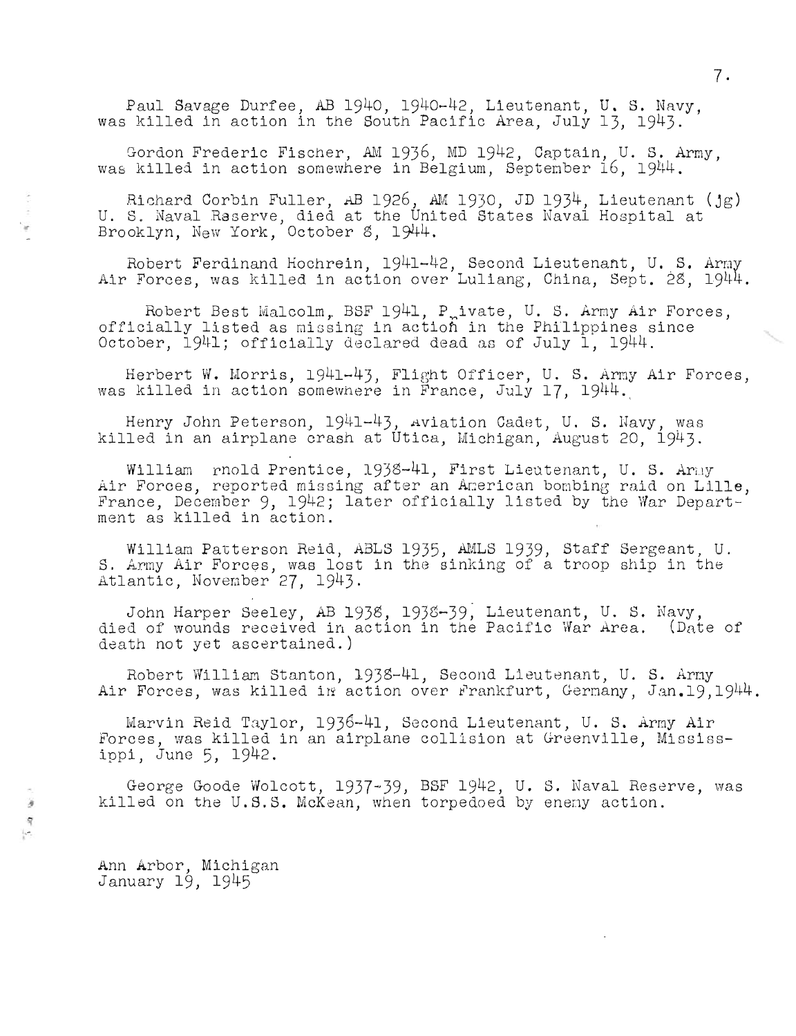Paul Savage Durfee, AB 1940, 1940-42, Lieutenant, U. S. Navy, was killed in action in the South Pacific Area, July 13, 1943.

Gordon Frederic Fischer, AM 1936, MD 1942, Captain, U. S. Army, was killed in action somewhere in Belgium, September 16, 1944.

Richard Corbin Fuller, AB 1926, AM 1930, JD 1934, Lieutenant (jg) U. S. Naval Reserve, died at the United States Naval Hospital at Brooklyn, New York, October 8, 1944.

Robert Ferdinand Hochrein, 1941-42, Second Lieutenant, U. S. Army Air Forces, was killed in action over Luliang, China, Sept. 28, 1944.

Robert Best Malcolm, BSF 1941, Private, U. S. Army Air Forces, officially listed as missing in action in the Philippines since October, 1941; officially declared dead as of July 1, 1944.

Herbert W. Morris, 1941-43, Flight Officer, U. S. Army Air Forces, was killed in action somewhere in France, July 17, 1944.

Henry John Peterson, 1941-43, Aviation Cadet, U. S. Navy, was killed in an airplane crash at Utica, Michigan, August 20, 1943.

William rnold Prentice, 1938-41, First Lieutenant, U. S. Army Air Forces, reported missing after an American bombing raid on Lille, France, December 9, 1942; later officially listed by the War Department as killed in action.

William Patterson Reid, ABLS 1935, AMLS 1939, Staff Sergeant, U. S. Army Air Forces, was lost in the sinking of a troop ship in the Atlantic, November 27, 1943.

John Harper Seeley, AB 1938, 1938-39, Lieutenant, U. S. Navy, died of wounds received in action in the Pacific War Area. (Date of death not yet ascertained.)

Robert William Stanton, 1938-41, Second Lieutenant, U. S. Army Air Forces, was killed in action over Frankfurt, Germany, Jan.19,1944.

Marvin Reid Taylor, 1936-41, Second Lieutenant, U. S. Army Air Forces, was killed in an airplane collision at Greenville, Mississippi, June 5, 1942.

George Goode Wolcott, 1937-39, BSF 1942, U. S. Naval Reserve, was killed on the U.S.S. McKean, when torpedoed by enemy action.

Ann Arbor, Michigan
January 19, 1945